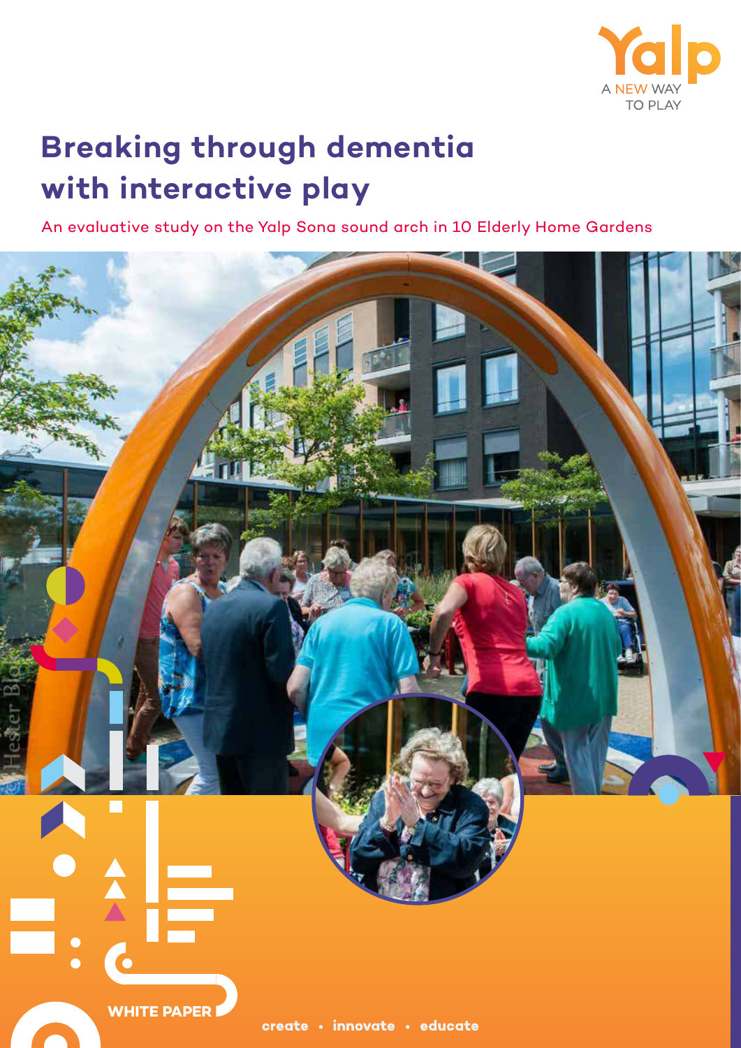Yalp

A NEW WAY TO PLAY

# Breaking through dementia with interactive play

An evaluative study on the Yalp Sona sound arch in 10 Elderly Home Gardens

© Hester Blok

WHITE PAPER

create • innovate • educate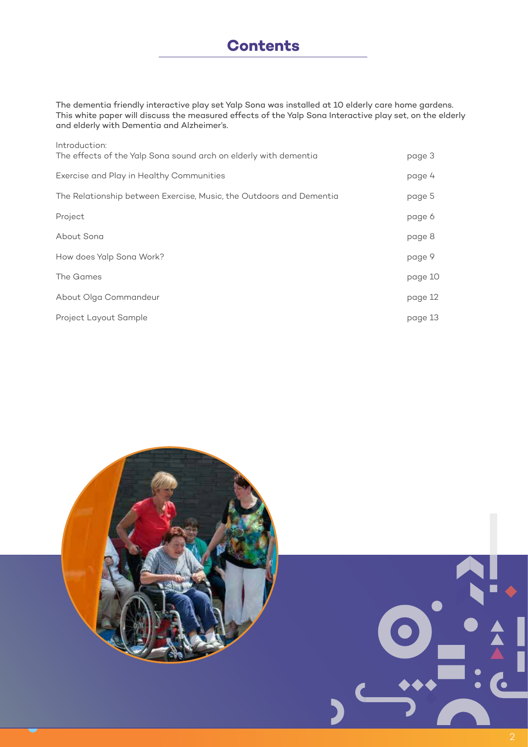# Contents

The dementia friendly interactive play set Yalp Sona was installed at 10 elderly care home gardens. This white paper will discuss the measured effects of the Yalp Sona Interactive play set, on the elderly and elderly with Dementia and Alzheimer's.

| | |
|---|---|
| Introduction:<br>The effects of the Yalp Sona sound arch on elderly with dementia | page 3 |
| Exercise and Play in Healthy Communities | page 4 |
| The Relationship between Exercise, Music, the Outdoors and Dementia | page 5 |
| Project | page 6 |
| About Sona | page 8 |
| How does Yalp Sona Work? | page 9 |
| The Games | page 10 |
| About Olga Commandeur | page 12 |
| Project Layout Sample | page 13 |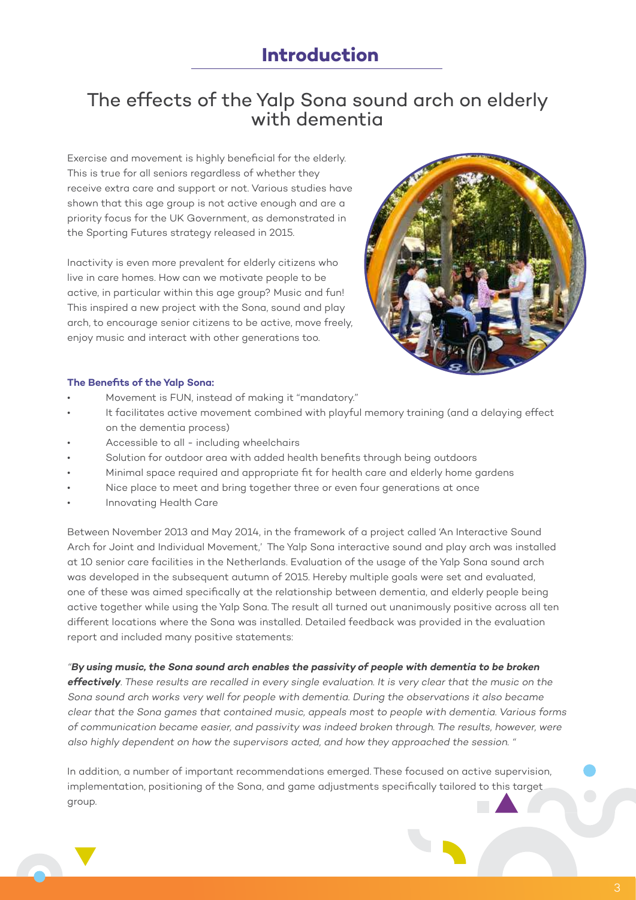## Introduction

# The effects of the Yalp Sona sound arch on elderly with dementia

Exercise and movement is highly beneficial for the elderly. This is true for all seniors regardless of whether they receive extra care and support or not. Various studies have shown that this age group is not active enough and are a priority focus for the UK Government, as demonstrated in the Sporting Futures strategy released in 2015.

Inactivity is even more prevalent for elderly citizens who live in care homes. How can we motivate people to be active, in particular within this age group? Music and fun! This inspired a new project with the Sona, sound and play arch, to encourage senior citizens to be active, move freely, enjoy music and interact with other generations too.

**The Benefits of the Yalp Sona:**

- Movement is FUN, instead of making it "mandatory."
- It facilitates active movement combined with playful memory training (and a delaying effect on the dementia process)
- Accessible to all - including wheelchairs
- Solution for outdoor area with added health benefits through being outdoors
- Minimal space required and appropriate fit for health care and elderly home gardens
- Nice place to meet and bring together three or even four generations at once
- Innovating Health Care

Between November 2013 and May 2014, in the framework of a project called 'An Interactive Sound Arch for Joint and Individual Movement,' The Yalp Sona interactive sound and play arch was installed at 10 senior care facilities in the Netherlands. Evaluation of the usage of the Yalp Sona sound arch was developed in the subsequent autumn of 2015. Hereby multiple goals were set and evaluated, one of these was aimed specifically at the relationship between dementia, and elderly people being active together while using the Yalp Sona. The result all turned out unanimously positive across all ten different locations where the Sona was installed. Detailed feedback was provided in the evaluation report and included many positive statements:

*"**By using music, the Sona sound arch enables the passivity of people with dementia to be broken effectively**. These results are recalled in every single evaluation. It is very clear that the music on the Sona sound arch works very well for people with dementia. During the observations it also became clear that the Sona games that contained music, appeals most to people with dementia. Various forms of communication became easier, and passivity was indeed broken through. The results, however, were also highly dependent on how the supervisors acted, and how they approached the session. "*

In addition, a number of important recommendations emerged. These focused on active supervision, implementation, positioning of the Sona, and game adjustments specifically tailored to this target group.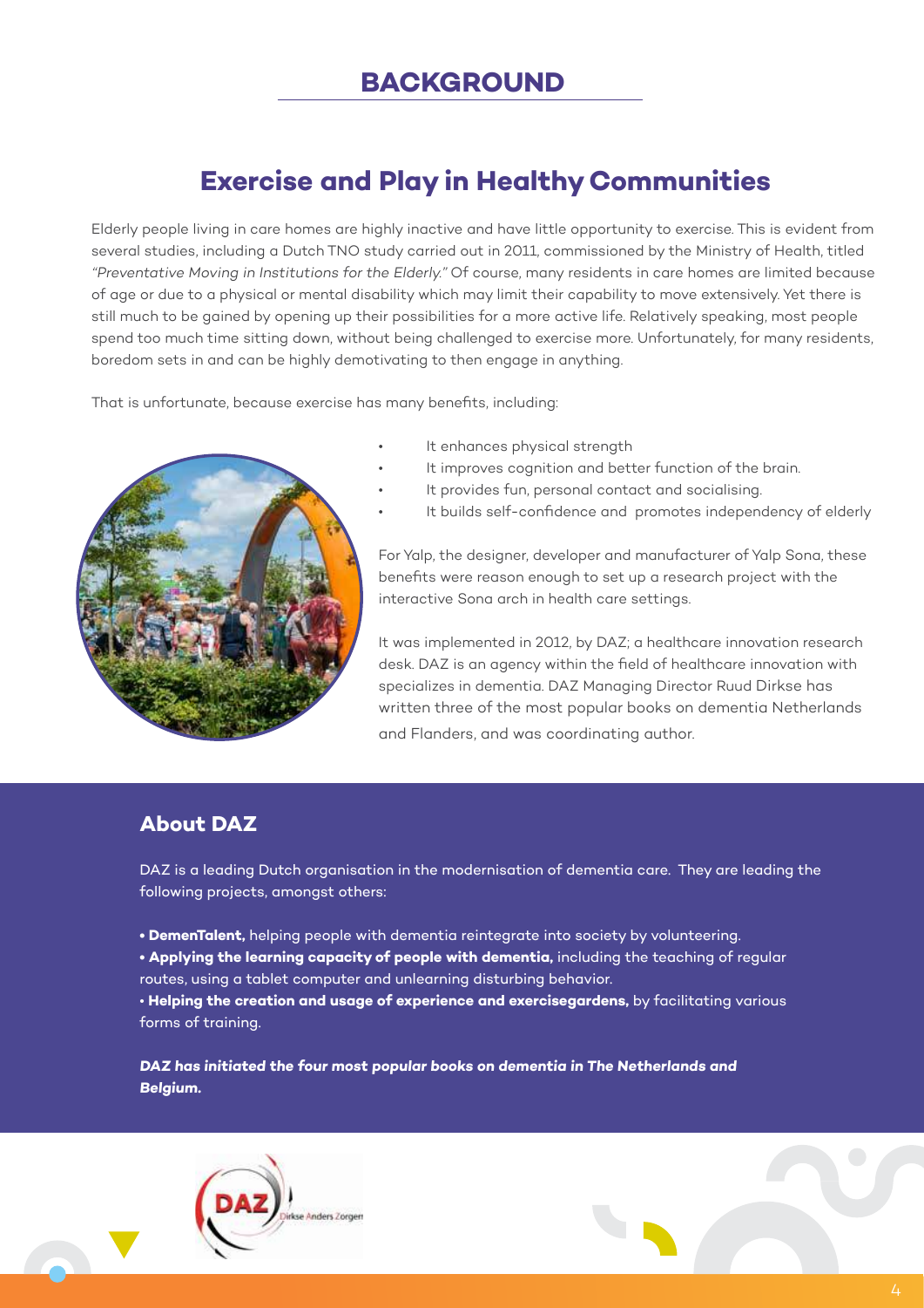# BACKGROUND

## Exercise and Play in Healthy Communities

Elderly people living in care homes are highly inactive and have little opportunity to exercise. This is evident from several studies, including a Dutch TNO study carried out in 2011, commissioned by the Ministry of Health, titled *"Preventative Moving in Institutions for the Elderly."* Of course, many residents in care homes are limited because of age or due to a physical or mental disability which may limit their capability to move extensively. Yet there is still much to be gained by opening up their possibilities for a more active life. Relatively speaking, most people spend too much time sitting down, without being challenged to exercise more. Unfortunately, for many residents, boredom sets in and can be highly demotivating to then engage in anything.

That is unfortunate, because exercise has many benefits, including:

- It enhances physical strength
- It improves cognition and better function of the brain.
- It provides fun, personal contact and socialising.
- It builds self-confidence and promotes independency of elderly

For Yalp, the designer, developer and manufacturer of Yalp Sona, these benefits were reason enough to set up a research project with the interactive Sona arch in health care settings.

It was implemented in 2012, by DAZ; a healthcare innovation research desk. DAZ is an agency within the field of healthcare innovation with specializes in dementia. DAZ Managing Director Ruud Dirkse has written three of the most popular books on dementia Netherlands and Flanders, and was coordinating author.

### About DAZ

DAZ is a leading Dutch organisation in the modernisation of dementia care. They are leading the following projects, amongst others:

- **DemenTalent,** helping people with dementia reintegrate into society by volunteering.
- **Applying the learning capacity of people with dementia,** including the teaching of regular routes, using a tablet computer and unlearning disturbing behavior.
- **Helping the creation and usage of experience and exercisegardens,** by facilitating various forms of training.

***DAZ has initiated the four most popular books on dementia in The Netherlands and Belgium.***

DAZ Dirkse Anders Zorgen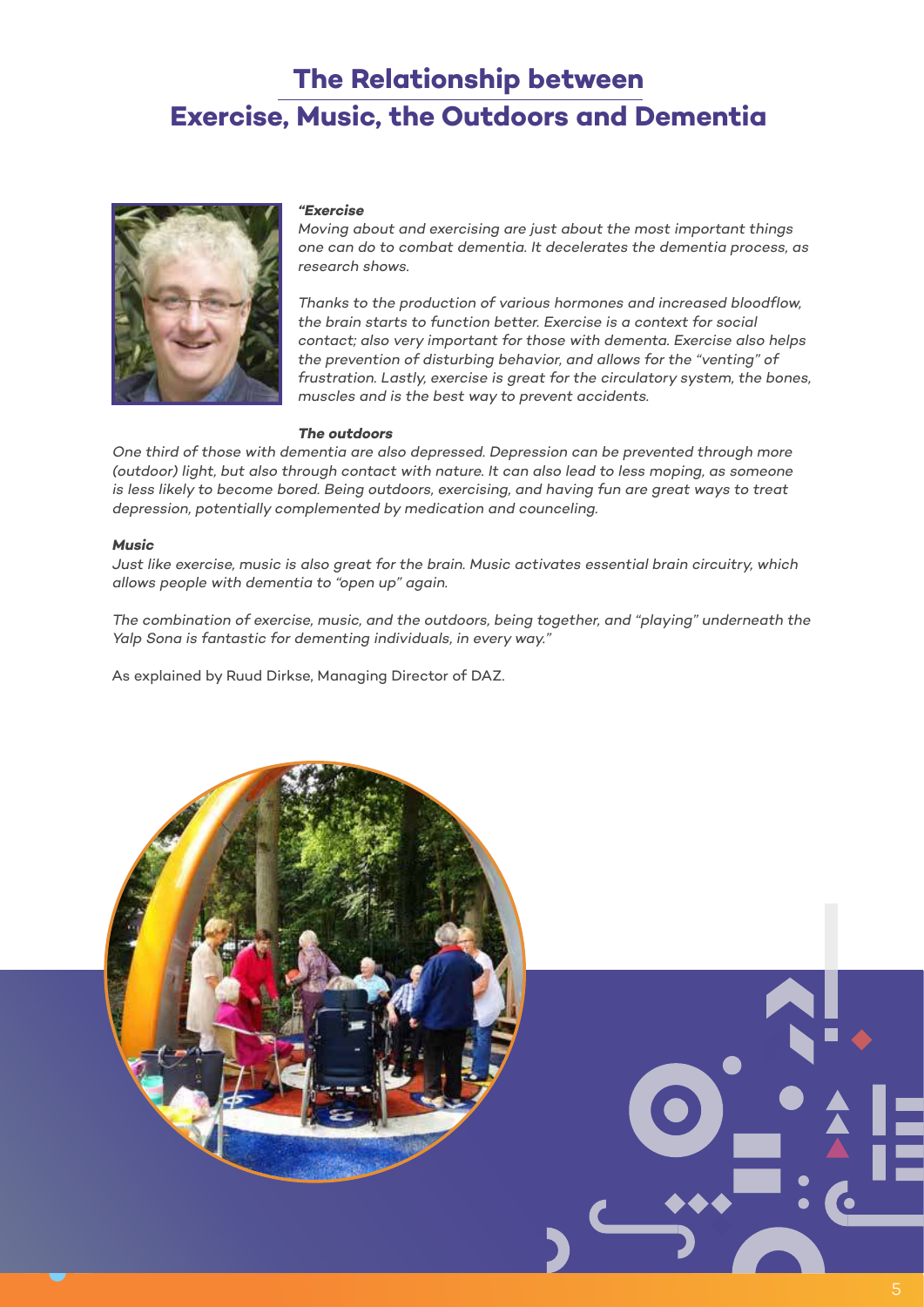# The Relationship between Exercise, Music, the Outdoors and Dementia

***"Exercise***

*Moving about and exercising are just about the most important things one can do to combat dementia. It decelerates the dementia process, as research shows.*

*Thanks to the production of various hormones and increased bloodflow, the brain starts to function better. Exercise is a context for social contact; also very important for those with dementa. Exercise also helps the prevention of disturbing behavior, and allows for the "venting" of frustration. Lastly, exercise is great for the circulatory system, the bones, muscles and is the best way to prevent accidents.*

***The outdoors***

*One third of those with dementia are also depressed. Depression can be prevented through more (outdoor) light, but also through contact with nature. It can also lead to less moping, as someone is less likely to become bored. Being outdoors, exercising, and having fun are great ways to treat depression, potentially complemented by medication and counceling.*

***Music***

*Just like exercise, music is also great for the brain. Music activates essential brain circuitry, which allows people with dementia to "open up" again.*

*The combination of exercise, music, and the outdoors, being together, and "playing" underneath the Yalp Sona is fantastic for dementing individuals, in every way."*

As explained by Ruud Dirkse, Managing Director of DAZ.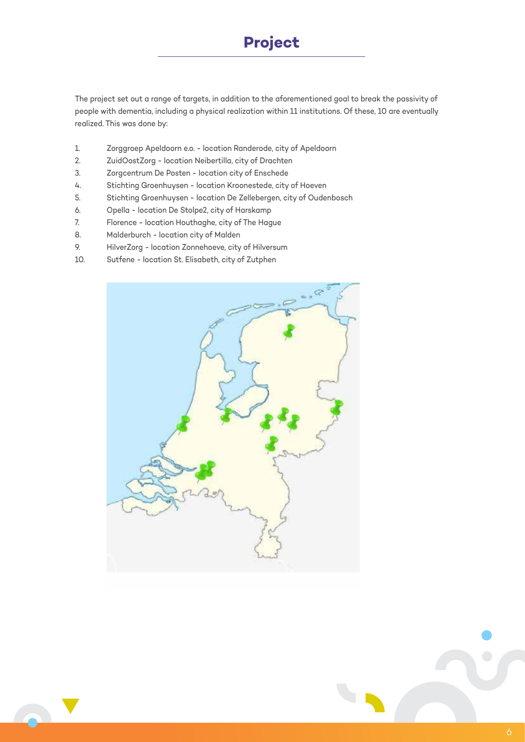# Project

The project set out a range of targets, in addition to the aforementioned goal to break the passivity of people with dementia, including a physical realization within 11 institutions. Of these, 10 are eventually realized. This was done by:

1. Zorggroep Apeldoorn e.o. - location Randerode, city of Apeldoorn
2. ZuidOostZorg - location Neibertilla, city of Drachten
3. Zorgcentrum De Posten - location city of Enschede
4. Stichting Groenhuysen - location Kroonestede, city of Hoeven
5. Stichting Groenhuysen - location De Zellebergen, city of Oudenbosch
6. Opella - location De Stolpe2, city of Harskamp
7. Florence - location Houthaghe, city of The Hague
8. Malderburch - location city of Malden
9. HilverZorg - location Zonnehoeve, city of Hilversum
10. Sutfene - location St. Elisabeth, city of Zutphen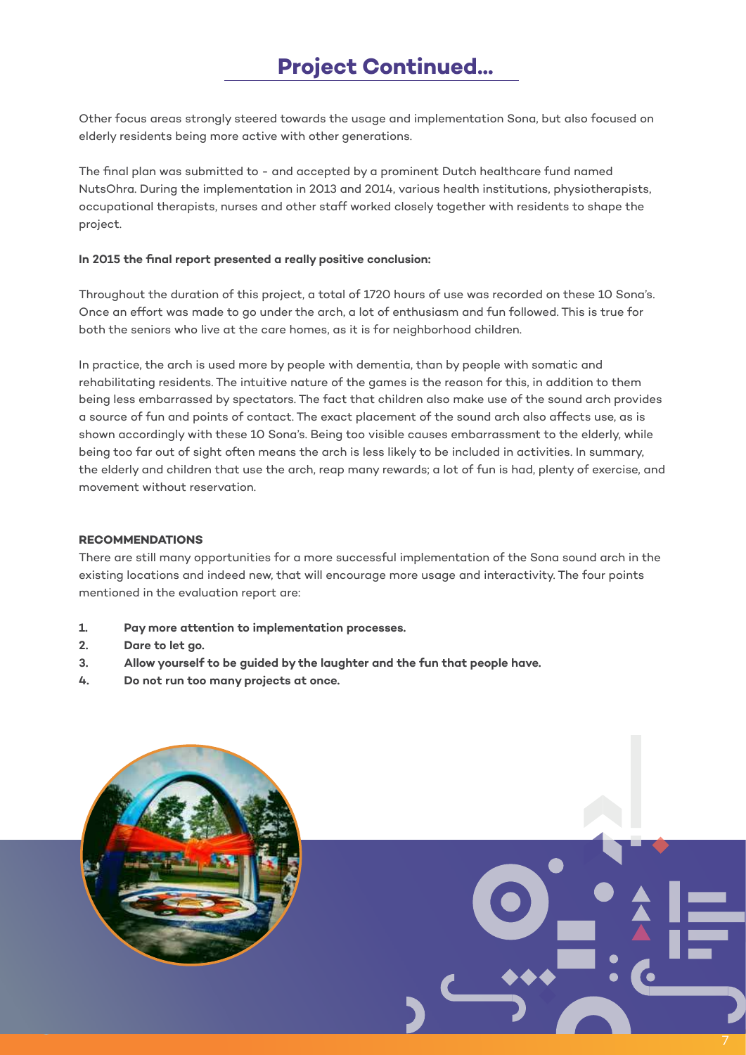# Project Continued...

Other focus areas strongly steered towards the usage and implementation Sona, but also focused on elderly residents being more active with other generations.

The final plan was submitted to - and accepted by a prominent Dutch healthcare fund named NutsOhra. During the implementation in 2013 and 2014, various health institutions, physiotherapists, occupational therapists, nurses and other staff worked closely together with residents to shape the project.

**In 2015 the final report presented a really positive conclusion:**

Throughout the duration of this project, a total of 1720 hours of use was recorded on these 10 Sona's. Once an effort was made to go under the arch, a lot of enthusiasm and fun followed. This is true for both the seniors who live at the care homes, as it is for neighborhood children.

In practice, the arch is used more by people with dementia, than by people with somatic and rehabilitating residents. The intuitive nature of the games is the reason for this, in addition to them being less embarrassed by spectators. The fact that children also make use of the sound arch provides a source of fun and points of contact. The exact placement of the sound arch also affects use, as is shown accordingly with these 10 Sona's. Being too visible causes embarrassment to the elderly, while being too far out of sight often means the arch is less likely to be included in activities. In summary, the elderly and children that use the arch, reap many rewards; a lot of fun is had, plenty of exercise, and movement without reservation.

**RECOMMENDATIONS**

There are still many opportunities for a more successful implementation of the Sona sound arch in the existing locations and indeed new, that will encourage more usage and interactivity. The four points mentioned in the evaluation report are:

1. **Pay more attention to implementation processes.**
2. **Dare to let go.**
3. **Allow yourself to be guided by the laughter and the fun that people have.**
4. **Do not run too many projects at once.**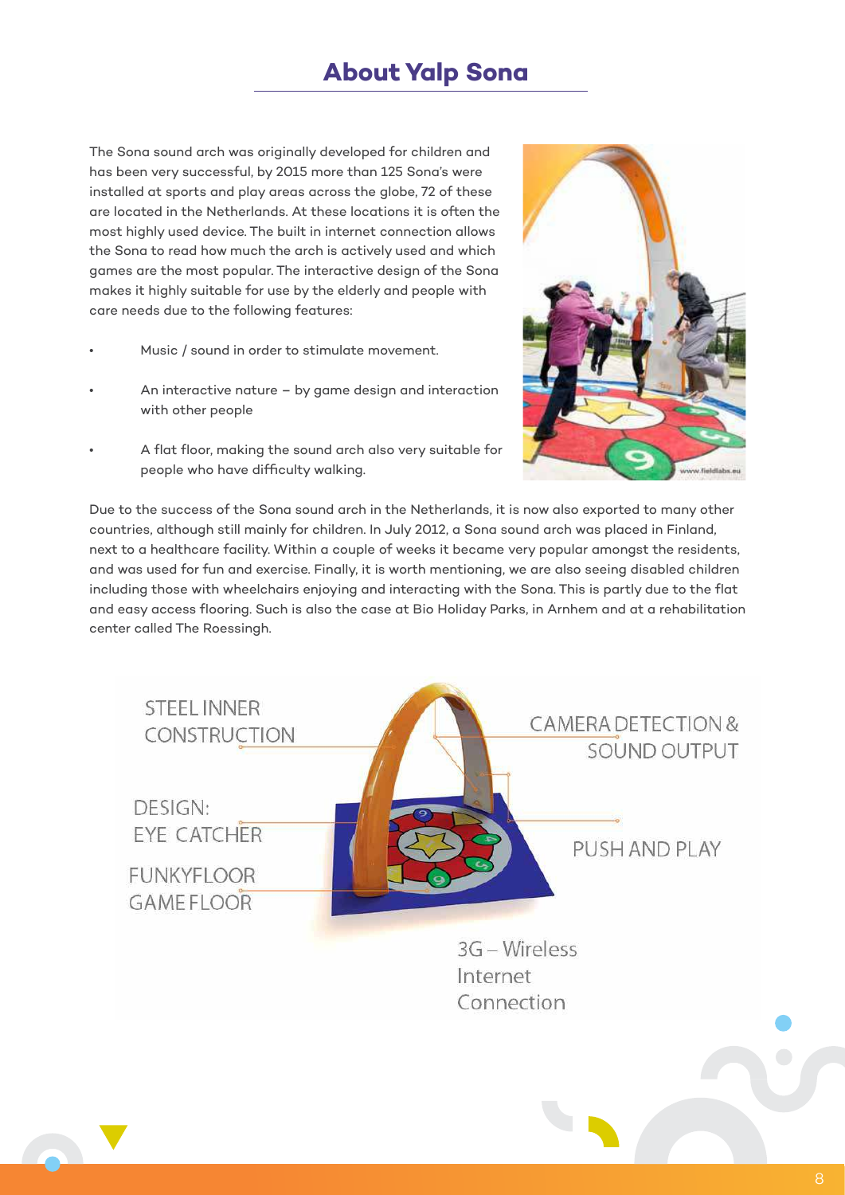## About Yalp Sona

The Sona sound arch was originally developed for children and has been very successful, by 2015 more than 125 Sona's were installed at sports and play areas across the globe, 72 of these are located in the Netherlands. At these locations it is often the most highly used device. The built in internet connection allows the Sona to read how much the arch is actively used and which games are the most popular. The interactive design of the Sona makes it highly suitable for use by the elderly and people with care needs due to the following features:

- Music / sound in order to stimulate movement.
- An interactive nature – by game design and interaction with other people
- A flat floor, making the sound arch also very suitable for people who have difficulty walking.

Due to the success of the Sona sound arch in the Netherlands, it is now also exported to many other countries, although still mainly for children. In July 2012, a Sona sound arch was placed in Finland, next to a healthcare facility. Within a couple of weeks it became very popular amongst the residents, and was used for fun and exercise. Finally, it is worth mentioning, we are also seeing disabled children including those with wheelchairs enjoying and interacting with the Sona. This is partly due to the flat and easy access flooring. Such is also the case at Bio Holiday Parks, in Arnhem and at a rehabilitation center called The Roessingh.

STEEL INNER CONSTRUCTION

DESIGN: EYE CATCHER

FUNKYFLOOR GAME FLOOR

CAMERA DETECTION & SOUND OUTPUT

PUSH AND PLAY

3G – Wireless Internet Connection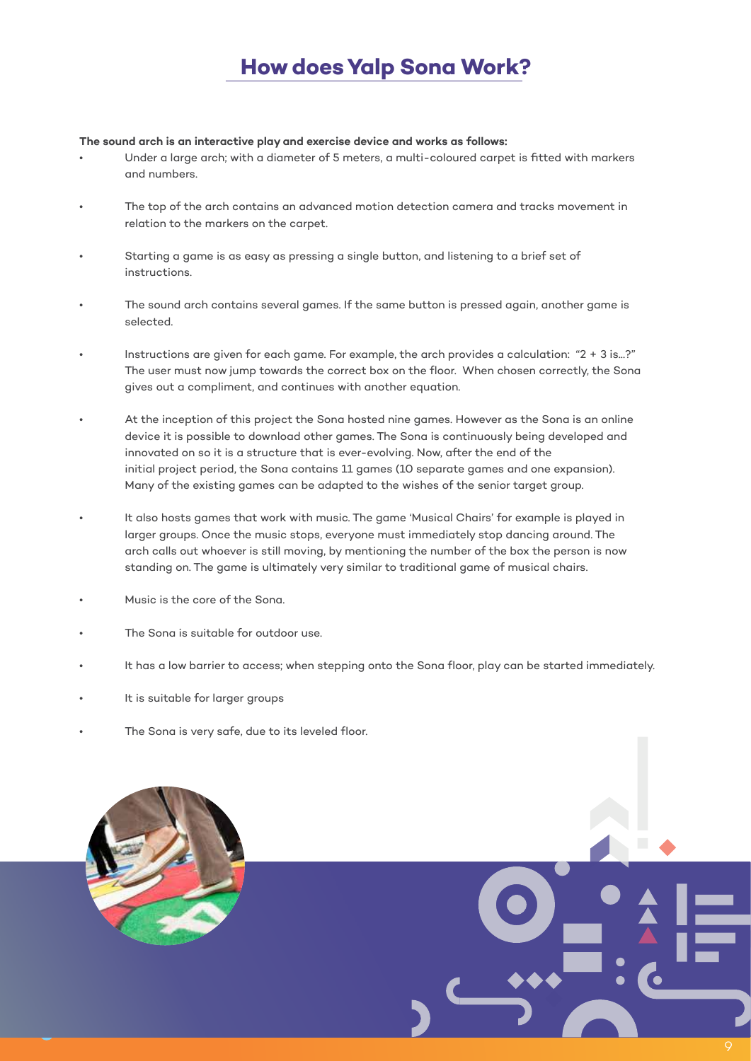# How does Yalp Sona Work?

**The sound arch is an interactive play and exercise device and works as follows:**

- Under a large arch; with a diameter of 5 meters, a multi-coloured carpet is fitted with markers and numbers.
- The top of the arch contains an advanced motion detection camera and tracks movement in relation to the markers on the carpet.
- Starting a game is as easy as pressing a single button, and listening to a brief set of instructions.
- The sound arch contains several games. If the same button is pressed again, another game is selected.
- Instructions are given for each game. For example, the arch provides a calculation: "2 + 3 is...?" The user must now jump towards the correct box on the floor. When chosen correctly, the Sona gives out a compliment, and continues with another equation.
- At the inception of this project the Sona hosted nine games. However as the Sona is an online device it is possible to download other games. The Sona is continuously being developed and innovated on so it is a structure that is ever-evolving. Now, after the end of the initial project period, the Sona contains 11 games (10 separate games and one expansion). Many of the existing games can be adapted to the wishes of the senior target group.
- It also hosts games that work with music. The game 'Musical Chairs' for example is played in larger groups. Once the music stops, everyone must immediately stop dancing around. The arch calls out whoever is still moving, by mentioning the number of the box the person is now standing on. The game is ultimately very similar to traditional game of musical chairs.
- Music is the core of the Sona.
- The Sona is suitable for outdoor use.
- It has a low barrier to access; when stepping onto the Sona floor, play can be started immediately.
- It is suitable for larger groups
- The Sona is very safe, due to its leveled floor.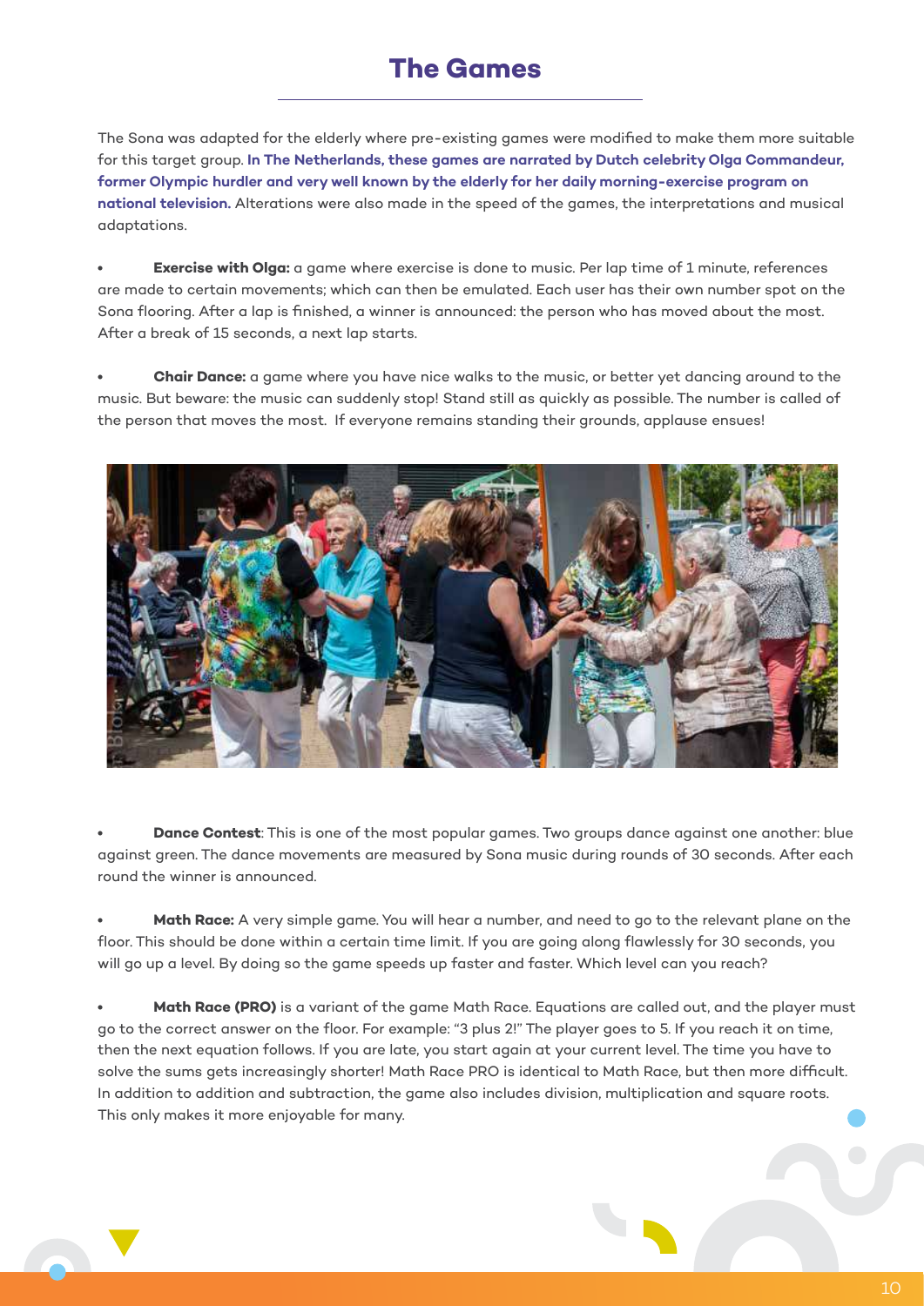# The Games

The Sona was adapted for the elderly where pre-existing games were modified to make them more suitable for this target group. **In The Netherlands, these games are narrated by Dutch celebrity Olga Commandeur, former Olympic hurdler and very well known by the elderly for her daily morning-exercise program on national television.** Alterations were also made in the speed of the games, the interpretations and musical adaptations.

- **Exercise with Olga:** a game where exercise is done to music. Per lap time of 1 minute, references are made to certain movements; which can then be emulated. Each user has their own number spot on the Sona flooring. After a lap is finished, a winner is announced: the person who has moved about the most. After a break of 15 seconds, a next lap starts.

- **Chair Dance:** a game where you have nice walks to the music, or better yet dancing around to the music. But beware: the music can suddenly stop! Stand still as quickly as possible. The number is called of the person that moves the most. If everyone remains standing their grounds, applause ensues!

- **Dance Contest**: This is one of the most popular games. Two groups dance against one another: blue against green. The dance movements are measured by Sona music during rounds of 30 seconds. After each round the winner is announced.

- **Math Race:** A very simple game. You will hear a number, and need to go to the relevant plane on the floor. This should be done within a certain time limit. If you are going along flawlessly for 30 seconds, you will go up a level. By doing so the game speeds up faster and faster. Which level can you reach?

- **Math Race (PRO)** is a variant of the game Math Race. Equations are called out, and the player must go to the correct answer on the floor. For example: "3 plus 2!" The player goes to 5. If you reach it on time, then the next equation follows. If you are late, you start again at your current level. The time you have to solve the sums gets increasingly shorter! Math Race PRO is identical to Math Race, but then more difficult. In addition to addition and subtraction, the game also includes division, multiplication and square roots. This only makes it more enjoyable for many.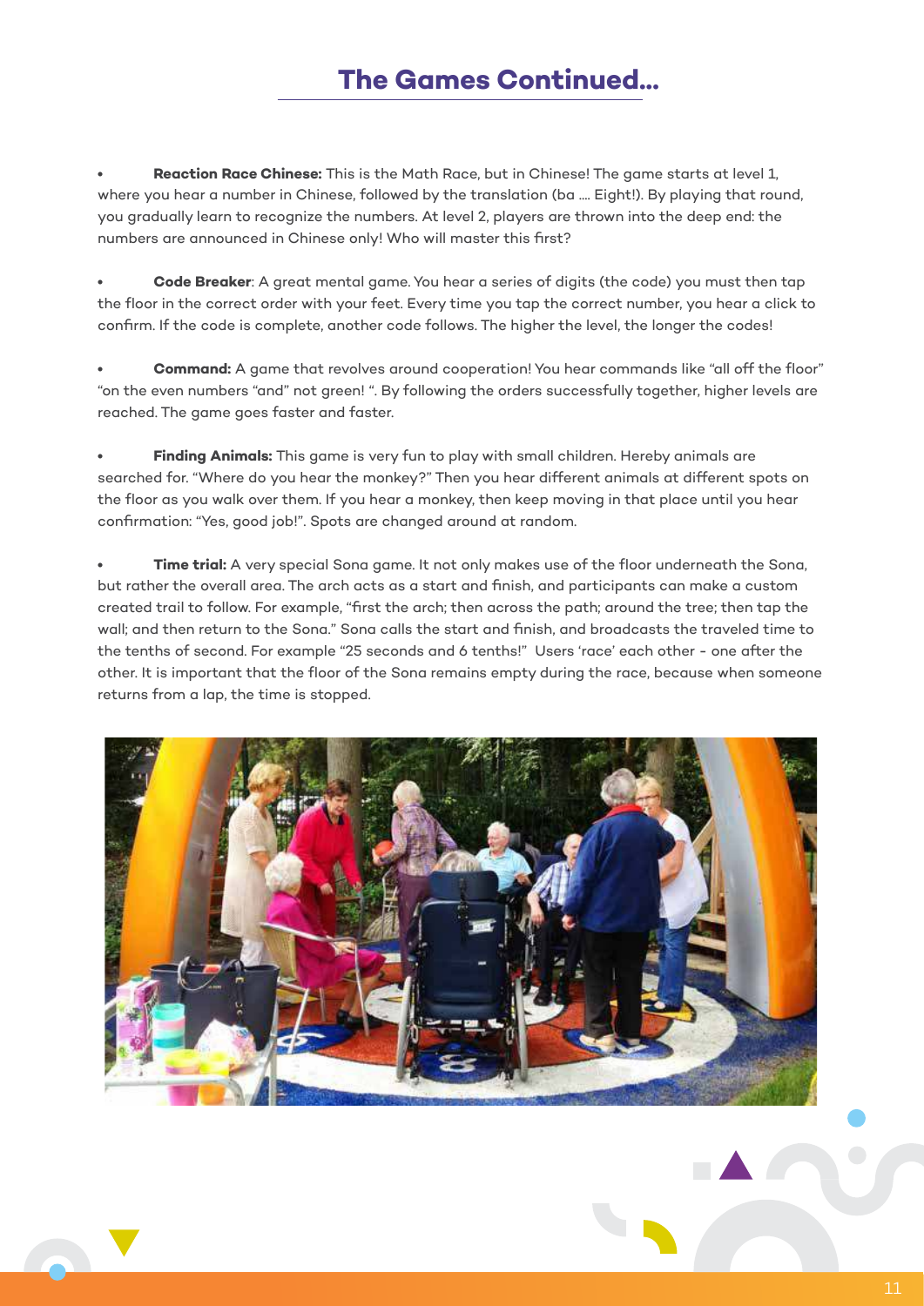## The Games Continued...

- **Reaction Race Chinese:** This is the Math Race, but in Chinese! The game starts at level 1, where you hear a number in Chinese, followed by the translation (ba .... Eight!). By playing that round, you gradually learn to recognize the numbers. At level 2, players are thrown into the deep end: the numbers are announced in Chinese only! Who will master this first?

- **Code Breaker**: A great mental game. You hear a series of digits (the code) you must then tap the floor in the correct order with your feet. Every time you tap the correct number, you hear a click to confirm. If the code is complete, another code follows. The higher the level, the longer the codes!

- **Command:** A game that revolves around cooperation! You hear commands like "all off the floor" "on the even numbers "and" not green! ". By following the orders successfully together, higher levels are reached. The game goes faster and faster.

- **Finding Animals:** This game is very fun to play with small children. Hereby animals are searched for. "Where do you hear the monkey?" Then you hear different animals at different spots on the floor as you walk over them. If you hear a monkey, then keep moving in that place until you hear confirmation: "Yes, good job!". Spots are changed around at random.

- **Time trial:** A very special Sona game. It not only makes use of the floor underneath the Sona, but rather the overall area. The arch acts as a start and finish, and participants can make a custom created trail to follow. For example, "first the arch; then across the path; around the tree; then tap the wall; and then return to the Sona." Sona calls the start and finish, and broadcasts the traveled time to the tenths of second. For example "25 seconds and 6 tenths!" Users 'race' each other - one after the other. It is important that the floor of the Sona remains empty during the race, because when someone returns from a lap, the time is stopped.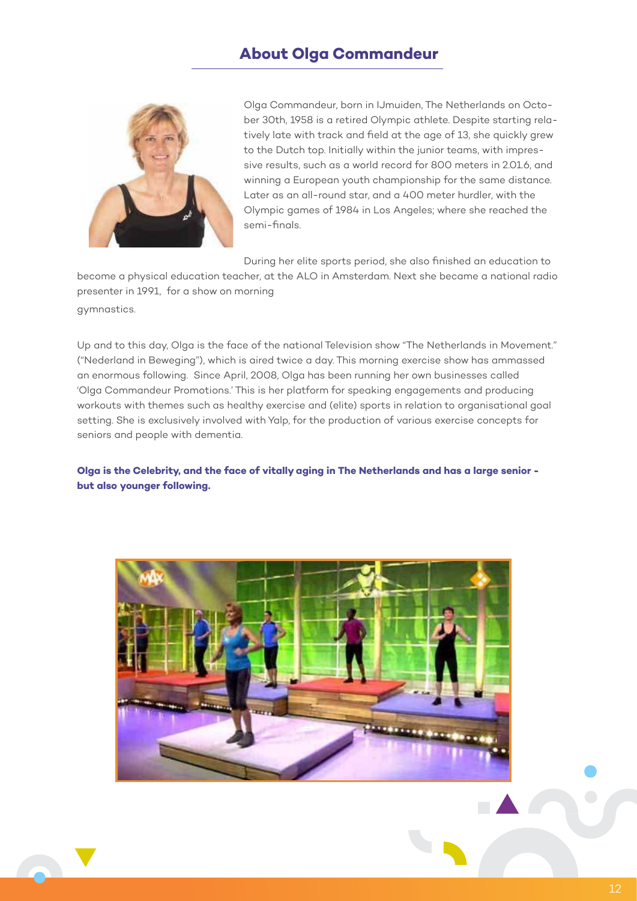## About Olga Commandeur

Olga Commandeur, born in IJmuiden, The Netherlands on October 30th, 1958 is a retired Olympic athlete. Despite starting relatively late with track and field at the age of 13, she quickly grew to the Dutch top. Initially within the junior teams, with impressive results, such as a world record for 800 meters in 2.01.6, and winning a European youth championship for the same distance. Later as an all-round star, and a 400 meter hurdler, with the Olympic games of 1984 in Los Angeles; where she reached the semi-finals.

During her elite sports period, she also finished an education to become a physical education teacher, at the ALO in Amsterdam. Next she became a national radio presenter in 1991, for a show on morning gymnastics.

Up and to this day, Olga is the face of the national Television show "The Netherlands in Movement." ("Nederland in Beweging"), which is aired twice a day. This morning exercise show has ammassed an enormous following. Since April, 2008, Olga has been running her own businesses called 'Olga Commandeur Promotions.' This is her platform for speaking engagements and producing workouts with themes such as healthy exercise and (elite) sports in relation to organisational goal setting. She is exclusively involved with Yalp, for the production of various exercise concepts for seniors and people with dementia.

**Olga is the Celebrity, and the face of vitally aging in The Netherlands and has a large senior - but also younger following.**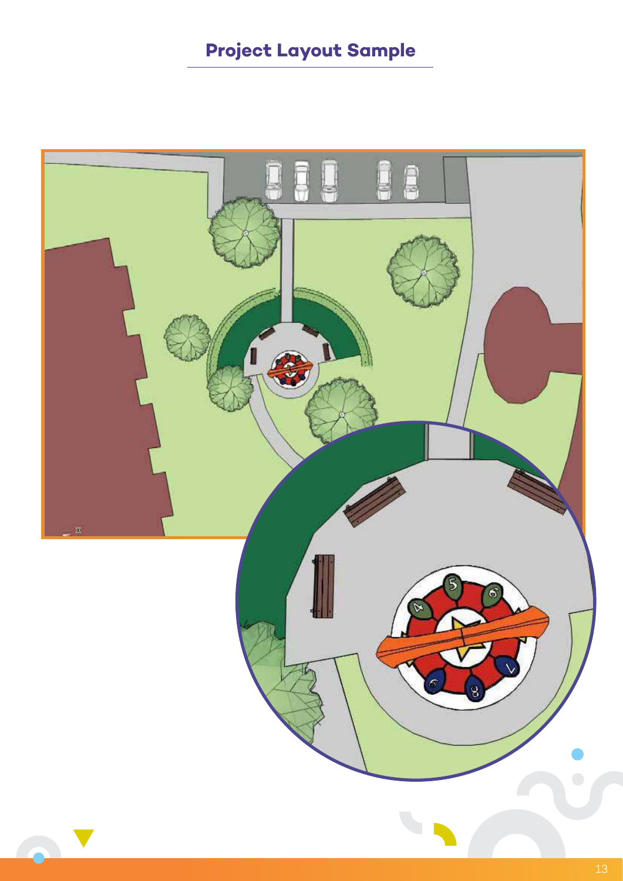# Project Layout Sample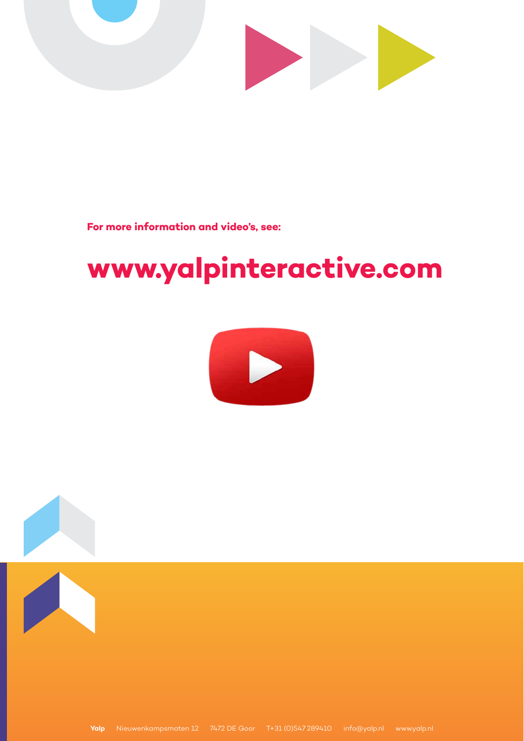**For more information and video's, see:**

# www.yalpinteractive.com

**Yalp** Nieuwenkampsmaten 12 7472 DE Goor T+31 (0)547 289410 info@yalp.nl www.yalp.nl